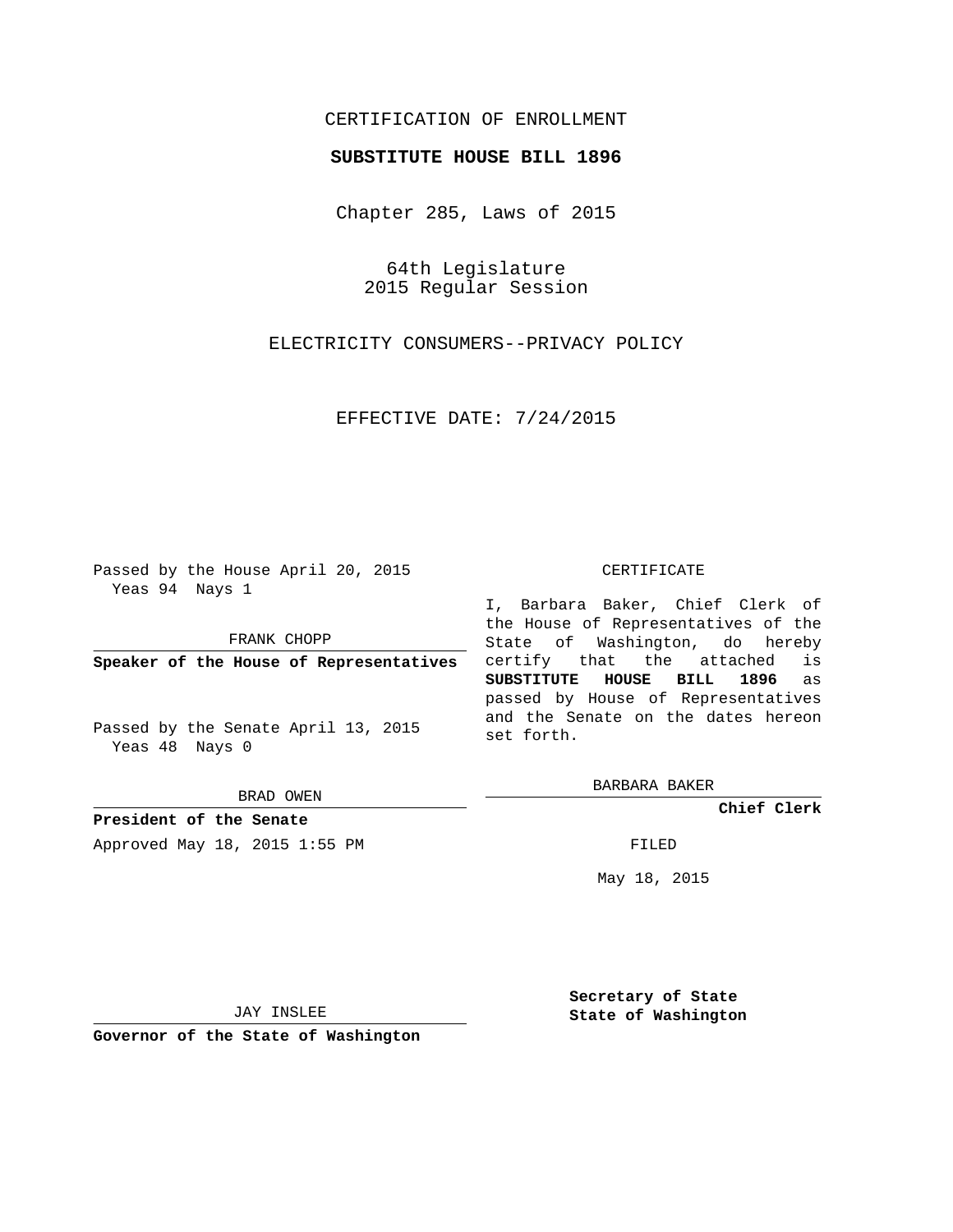CERTIFICATION OF ENROLLMENT

**SUBSTITUTE HOUSE BILL 1896**

Chapter 285, Laws of 2015

64th Legislature
2015 Regular Session

ELECTRICITY CONSUMERS--PRIVACY POLICY

EFFECTIVE DATE: 7/24/2015

Passed by the House April 20, 2015
Yeas 94 Nays 1

FRANK CHOPP

**Speaker of the House of Representatives**

Passed by the Senate April 13, 2015
Yeas 48 Nays 0

BRAD OWEN

**President of the Senate**

Approved May 18, 2015 1:55 PM

JAY INSLEE

**Governor of the State of Washington**

CERTIFICATE

I, Barbara Baker, Chief Clerk of the House of Representatives of the State of Washington, do hereby certify that the attached is **SUBSTITUTE HOUSE BILL 1896** as passed by House of Representatives and the Senate on the dates hereon set forth.

BARBARA BAKER

**Chief Clerk**

FILED

May 18, 2015

**Secretary of State**
**State of Washington**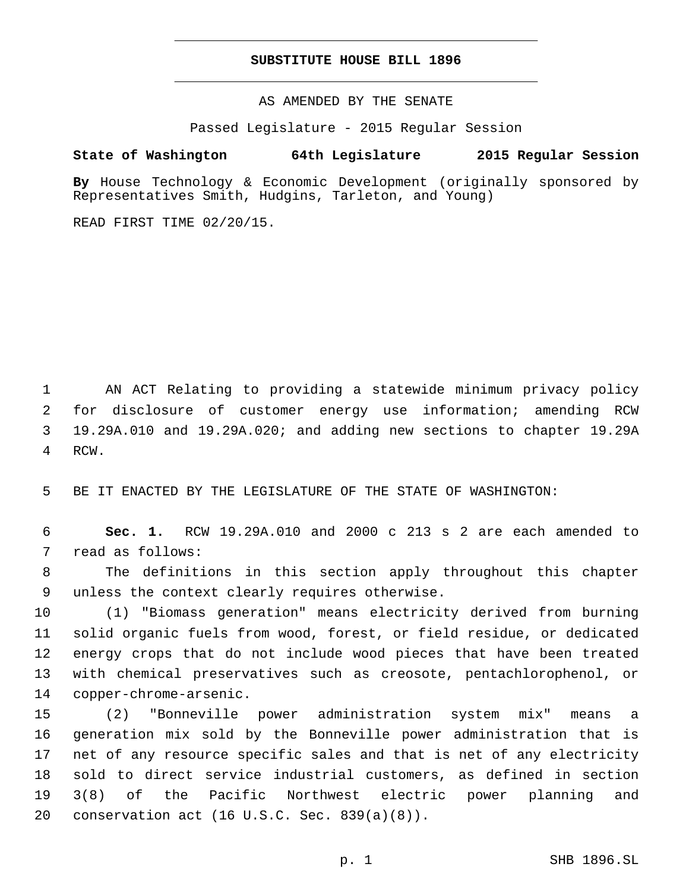# SUBSTITUTE HOUSE BILL 1896

AS AMENDED BY THE SENATE

Passed Legislature - 2015 Regular Session

**State of Washington 64th Legislature 2015 Regular Session**

**By** House Technology & Economic Development (originally sponsored by Representatives Smith, Hudgins, Tarleton, and Young)

READ FIRST TIME 02/20/15.

AN ACT Relating to providing a statewide minimum privacy policy for disclosure of customer energy use information; amending RCW 19.29A.010 and 19.29A.020; and adding new sections to chapter 19.29A RCW.

BE IT ENACTED BY THE LEGISLATURE OF THE STATE OF WASHINGTON:

**Sec. 1.** RCW 19.29A.010 and 2000 c 213 s 2 are each amended to read as follows:

The definitions in this section apply throughout this chapter unless the context clearly requires otherwise.

(1) "Biomass generation" means electricity derived from burning solid organic fuels from wood, forest, or field residue, or dedicated energy crops that do not include wood pieces that have been treated with chemical preservatives such as creosote, pentachlorophenol, or copper-chrome-arsenic.

(2) "Bonneville power administration system mix" means a generation mix sold by the Bonneville power administration that is net of any resource specific sales and that is net of any electricity sold to direct service industrial customers, as defined in section 3(8) of the Pacific Northwest electric power planning and conservation act (16 U.S.C. Sec. 839(a)(8)).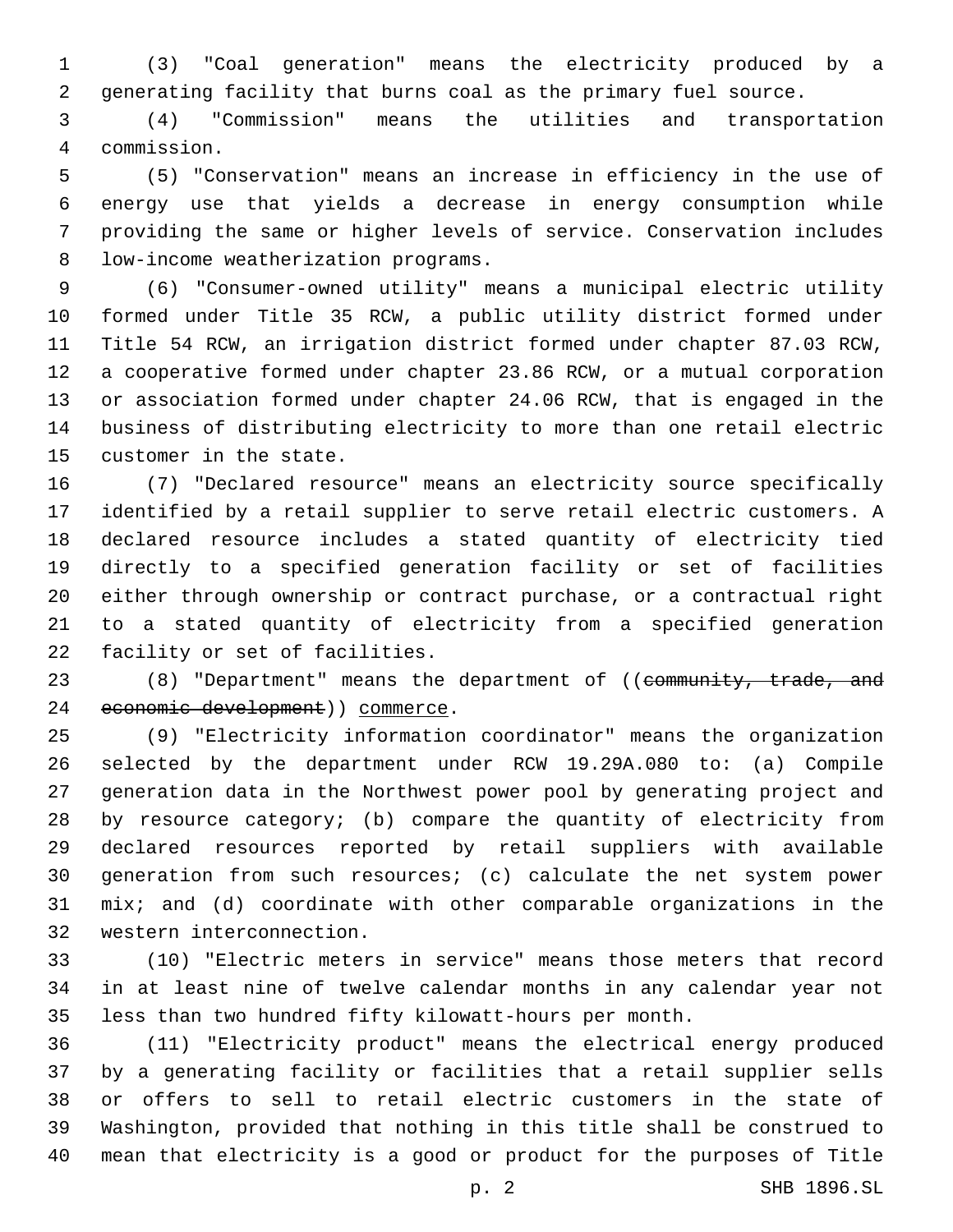(3) "Coal generation" means the electricity produced by a generating facility that burns coal as the primary fuel source.

(4) "Commission" means the utilities and transportation commission.

(5) "Conservation" means an increase in efficiency in the use of energy use that yields a decrease in energy consumption while providing the same or higher levels of service. Conservation includes low-income weatherization programs.

(6) "Consumer-owned utility" means a municipal electric utility formed under Title 35 RCW, a public utility district formed under Title 54 RCW, an irrigation district formed under chapter 87.03 RCW, a cooperative formed under chapter 23.86 RCW, or a mutual corporation or association formed under chapter 24.06 RCW, that is engaged in the business of distributing electricity to more than one retail electric customer in the state.

(7) "Declared resource" means an electricity source specifically identified by a retail supplier to serve retail electric customers. A declared resource includes a stated quantity of electricity tied directly to a specified generation facility or set of facilities either through ownership or contract purchase, or a contractual right to a stated quantity of electricity from a specified generation facility or set of facilities.

(8) "Department" means the department of ((~~community, trade, and economic development~~)) <u>commerce</u>.

(9) "Electricity information coordinator" means the organization selected by the department under RCW 19.29A.080 to: (a) Compile generation data in the Northwest power pool by generating project and by resource category; (b) compare the quantity of electricity from declared resources reported by retail suppliers with available generation from such resources; (c) calculate the net system power mix; and (d) coordinate with other comparable organizations in the western interconnection.

(10) "Electric meters in service" means those meters that record in at least nine of twelve calendar months in any calendar year not less than two hundred fifty kilowatt-hours per month.

(11) "Electricity product" means the electrical energy produced by a generating facility or facilities that a retail supplier sells or offers to sell to retail electric customers in the state of Washington, provided that nothing in this title shall be construed to mean that electricity is a good or product for the purposes of Title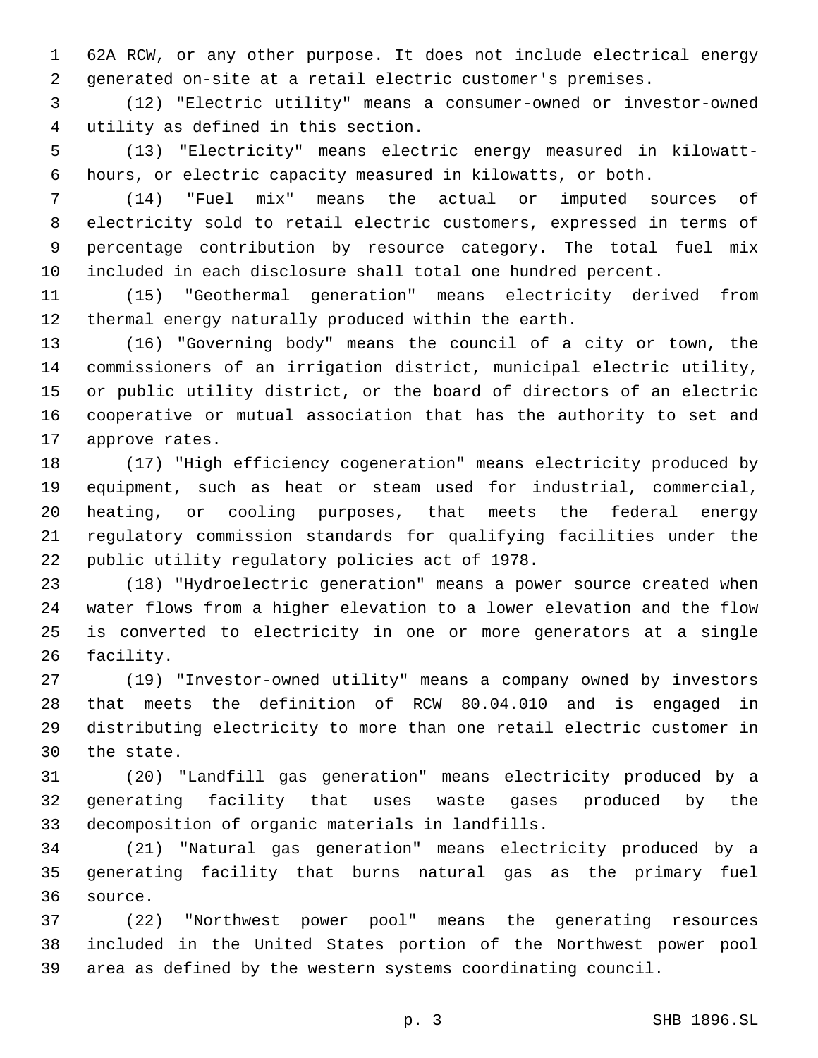62A RCW, or any other purpose. It does not include electrical energy generated on-site at a retail electric customer's premises.

(12) "Electric utility" means a consumer-owned or investor-owned utility as defined in this section.

(13) "Electricity" means electric energy measured in kilowatt-hours, or electric capacity measured in kilowatts, or both.

(14) "Fuel mix" means the actual or imputed sources of electricity sold to retail electric customers, expressed in terms of percentage contribution by resource category. The total fuel mix included in each disclosure shall total one hundred percent.

(15) "Geothermal generation" means electricity derived from thermal energy naturally produced within the earth.

(16) "Governing body" means the council of a city or town, the commissioners of an irrigation district, municipal electric utility, or public utility district, or the board of directors of an electric cooperative or mutual association that has the authority to set and approve rates.

(17) "High efficiency cogeneration" means electricity produced by equipment, such as heat or steam used for industrial, commercial, heating, or cooling purposes, that meets the federal energy regulatory commission standards for qualifying facilities under the public utility regulatory policies act of 1978.

(18) "Hydroelectric generation" means a power source created when water flows from a higher elevation to a lower elevation and the flow is converted to electricity in one or more generators at a single facility.

(19) "Investor-owned utility" means a company owned by investors that meets the definition of RCW 80.04.010 and is engaged in distributing electricity to more than one retail electric customer in the state.

(20) "Landfill gas generation" means electricity produced by a generating facility that uses waste gases produced by the decomposition of organic materials in landfills.

(21) "Natural gas generation" means electricity produced by a generating facility that burns natural gas as the primary fuel source.

(22) "Northwest power pool" means the generating resources included in the United States portion of the Northwest power pool area as defined by the western systems coordinating council.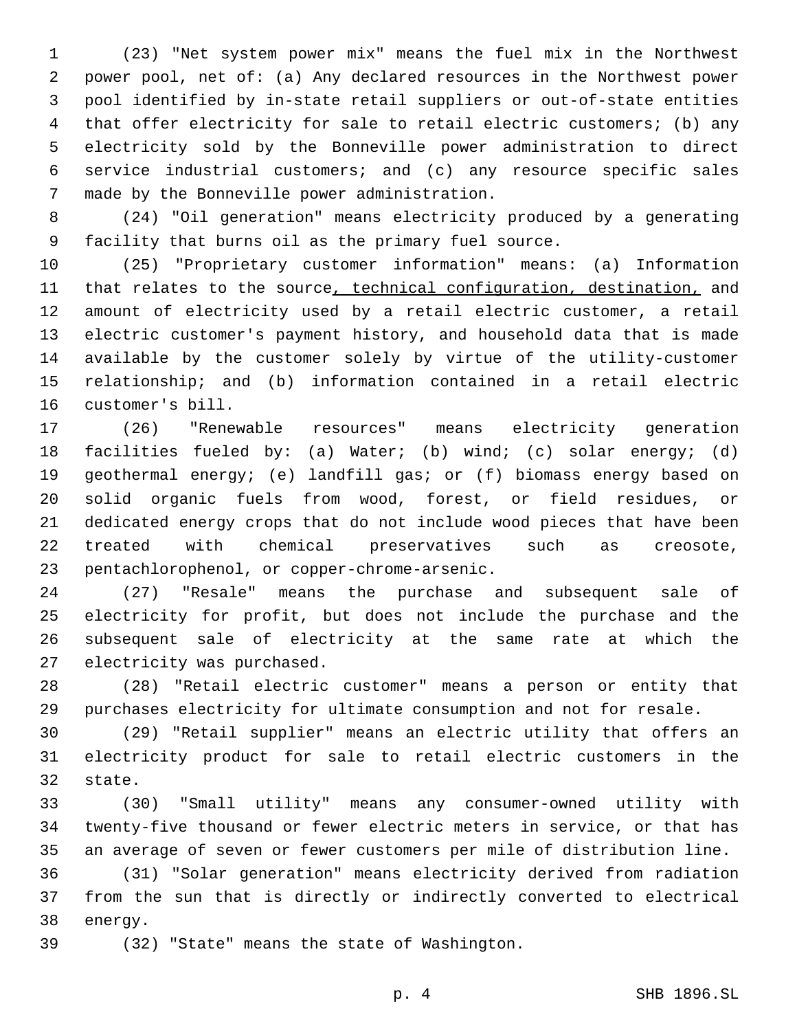(23) "Net system power mix" means the fuel mix in the Northwest power pool, net of: (a) Any declared resources in the Northwest power pool identified by in-state retail suppliers or out-of-state entities that offer electricity for sale to retail electric customers; (b) any electricity sold by the Bonneville power administration to direct service industrial customers; and (c) any resource specific sales made by the Bonneville power administration.

(24) "Oil generation" means electricity produced by a generating facility that burns oil as the primary fuel source.

(25) "Proprietary customer information" means: (a) Information that relates to the source<u>, technical configuration, destination,</u> and amount of electricity used by a retail electric customer, a retail electric customer's payment history, and household data that is made available by the customer solely by virtue of the utility-customer relationship; and (b) information contained in a retail electric customer's bill.

(26) "Renewable resources" means electricity generation facilities fueled by: (a) Water; (b) wind; (c) solar energy; (d) geothermal energy; (e) landfill gas; or (f) biomass energy based on solid organic fuels from wood, forest, or field residues, or dedicated energy crops that do not include wood pieces that have been treated with chemical preservatives such as creosote, pentachlorophenol, or copper-chrome-arsenic.

(27) "Resale" means the purchase and subsequent sale of electricity for profit, but does not include the purchase and the subsequent sale of electricity at the same rate at which the electricity was purchased.

(28) "Retail electric customer" means a person or entity that purchases electricity for ultimate consumption and not for resale.

(29) "Retail supplier" means an electric utility that offers an electricity product for sale to retail electric customers in the state.

(30) "Small utility" means any consumer-owned utility with twenty-five thousand or fewer electric meters in service, or that has an average of seven or fewer customers per mile of distribution line.

(31) "Solar generation" means electricity derived from radiation from the sun that is directly or indirectly converted to electrical energy.

(32) "State" means the state of Washington.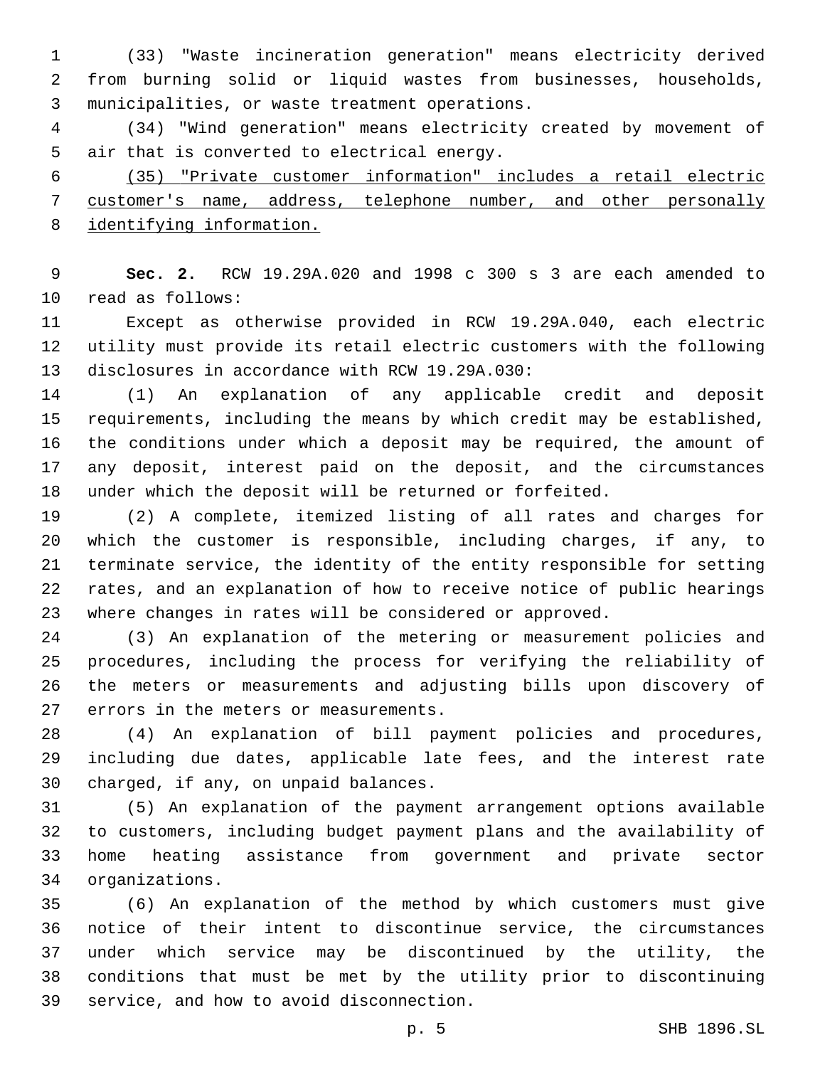(33) "Waste incineration generation" means electricity derived from burning solid or liquid wastes from businesses, households, municipalities, or waste treatment operations.

(34) "Wind generation" means electricity created by movement of air that is converted to electrical energy.

<u>(35) "Private customer information" includes a retail electric customer's name, address, telephone number, and other personally identifying information.</u>

**Sec. 2.** RCW 19.29A.020 and 1998 c 300 s 3 are each amended to read as follows:

Except as otherwise provided in RCW 19.29A.040, each electric utility must provide its retail electric customers with the following disclosures in accordance with RCW 19.29A.030:

(1) An explanation of any applicable credit and deposit requirements, including the means by which credit may be established, the conditions under which a deposit may be required, the amount of any deposit, interest paid on the deposit, and the circumstances under which the deposit will be returned or forfeited.

(2) A complete, itemized listing of all rates and charges for which the customer is responsible, including charges, if any, to terminate service, the identity of the entity responsible for setting rates, and an explanation of how to receive notice of public hearings where changes in rates will be considered or approved.

(3) An explanation of the metering or measurement policies and procedures, including the process for verifying the reliability of the meters or measurements and adjusting bills upon discovery of errors in the meters or measurements.

(4) An explanation of bill payment policies and procedures, including due dates, applicable late fees, and the interest rate charged, if any, on unpaid balances.

(5) An explanation of the payment arrangement options available to customers, including budget payment plans and the availability of home heating assistance from government and private sector organizations.

(6) An explanation of the method by which customers must give notice of their intent to discontinue service, the circumstances under which service may be discontinued by the utility, the conditions that must be met by the utility prior to discontinuing service, and how to avoid disconnection.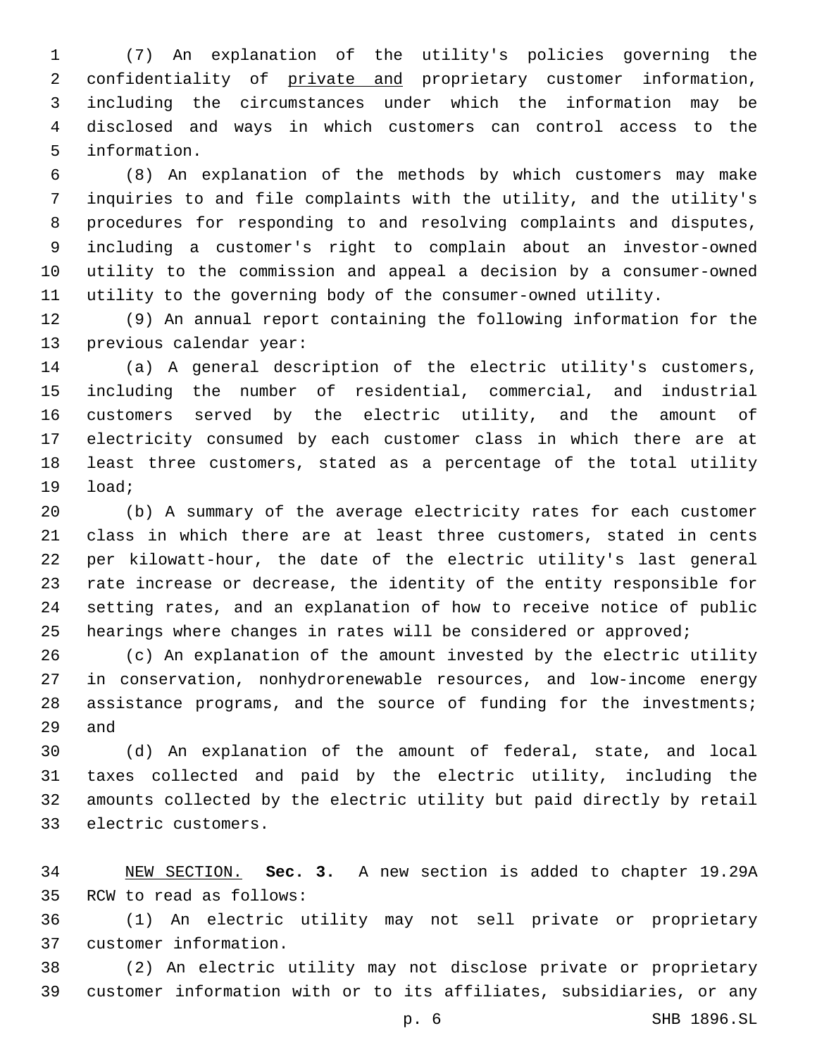(7) An explanation of the utility's policies governing the confidentiality of <u>private and</u> proprietary customer information, including the circumstances under which the information may be disclosed and ways in which customers can control access to the information.

(8) An explanation of the methods by which customers may make inquiries to and file complaints with the utility, and the utility's procedures for responding to and resolving complaints and disputes, including a customer's right to complain about an investor-owned utility to the commission and appeal a decision by a consumer-owned utility to the governing body of the consumer-owned utility.

(9) An annual report containing the following information for the previous calendar year:

(a) A general description of the electric utility's customers, including the number of residential, commercial, and industrial customers served by the electric utility, and the amount of electricity consumed by each customer class in which there are at least three customers, stated as a percentage of the total utility load;

(b) A summary of the average electricity rates for each customer class in which there are at least three customers, stated in cents per kilowatt-hour, the date of the electric utility's last general rate increase or decrease, the identity of the entity responsible for setting rates, and an explanation of how to receive notice of public hearings where changes in rates will be considered or approved;

(c) An explanation of the amount invested by the electric utility in conservation, nonhydrorenewable resources, and low-income energy assistance programs, and the source of funding for the investments; and

(d) An explanation of the amount of federal, state, and local taxes collected and paid by the electric utility, including the amounts collected by the electric utility but paid directly by retail electric customers.

<u>NEW SECTION.</u> **Sec. 3.** A new section is added to chapter 19.29A RCW to read as follows:

(1) An electric utility may not sell private or proprietary customer information.

(2) An electric utility may not disclose private or proprietary customer information with or to its affiliates, subsidiaries, or any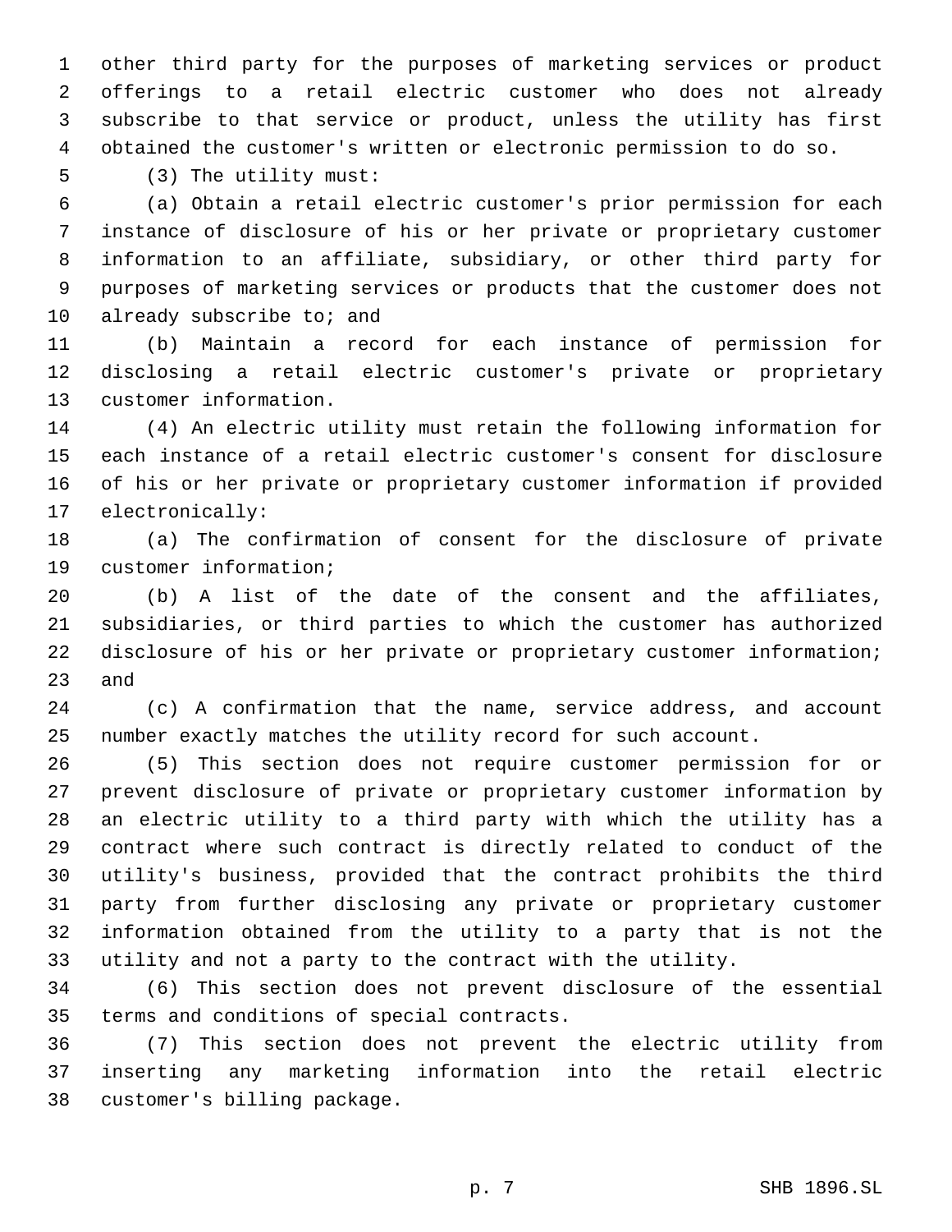other third party for the purposes of marketing services or product offerings to a retail electric customer who does not already subscribe to that service or product, unless the utility has first obtained the customer's written or electronic permission to do so.

(3) The utility must:

(a) Obtain a retail electric customer's prior permission for each instance of disclosure of his or her private or proprietary customer information to an affiliate, subsidiary, or other third party for purposes of marketing services or products that the customer does not already subscribe to; and

(b) Maintain a record for each instance of permission for disclosing a retail electric customer's private or proprietary customer information.

(4) An electric utility must retain the following information for each instance of a retail electric customer's consent for disclosure of his or her private or proprietary customer information if provided electronically:

(a) The confirmation of consent for the disclosure of private customer information;

(b) A list of the date of the consent and the affiliates, subsidiaries, or third parties to which the customer has authorized disclosure of his or her private or proprietary customer information; and

(c) A confirmation that the name, service address, and account number exactly matches the utility record for such account.

(5) This section does not require customer permission for or prevent disclosure of private or proprietary customer information by an electric utility to a third party with which the utility has a contract where such contract is directly related to conduct of the utility's business, provided that the contract prohibits the third party from further disclosing any private or proprietary customer information obtained from the utility to a party that is not the utility and not a party to the contract with the utility.

(6) This section does not prevent disclosure of the essential terms and conditions of special contracts.

(7) This section does not prevent the electric utility from inserting any marketing information into the retail electric customer's billing package.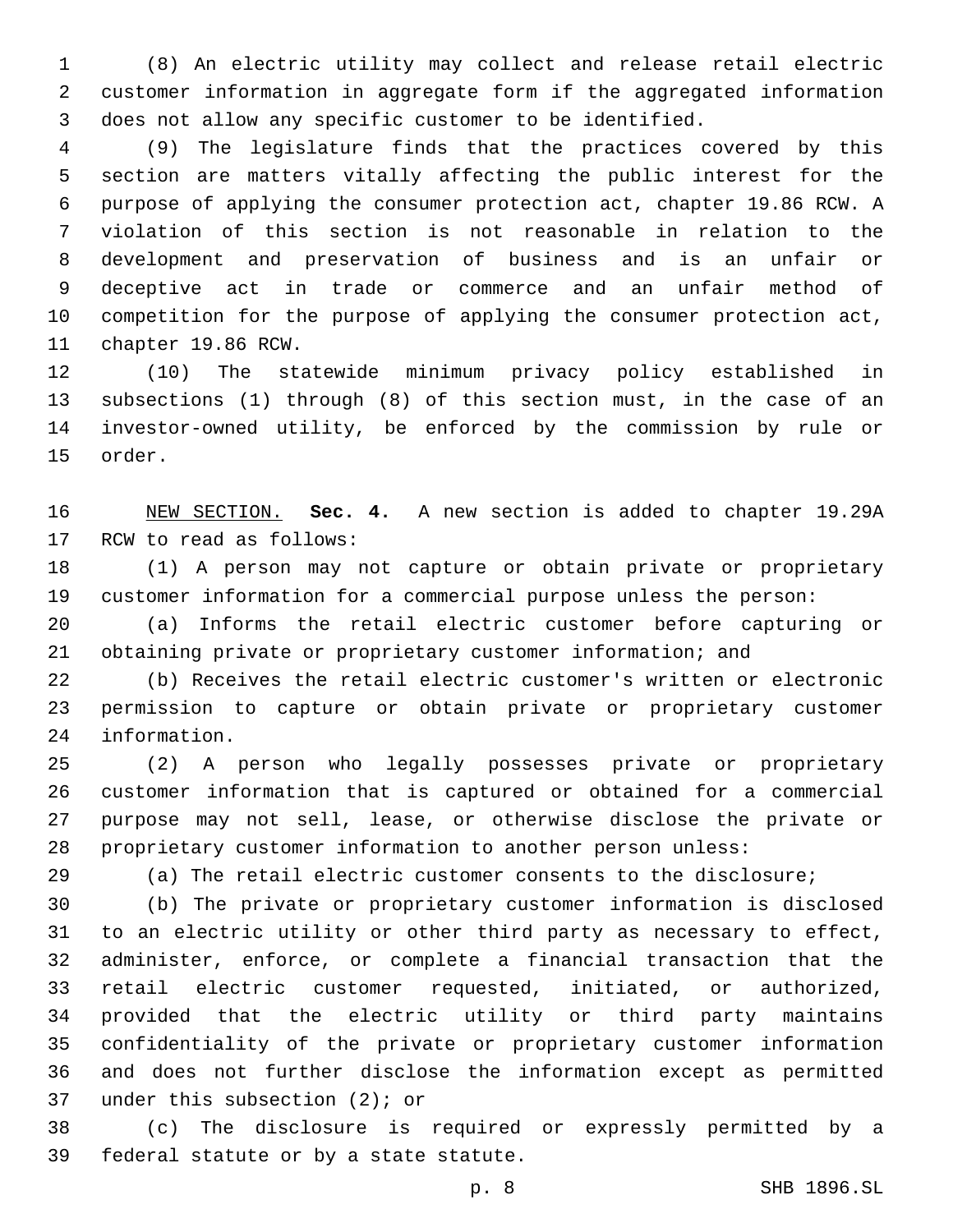(8) An electric utility may collect and release retail electric customer information in aggregate form if the aggregated information does not allow any specific customer to be identified.

(9) The legislature finds that the practices covered by this section are matters vitally affecting the public interest for the purpose of applying the consumer protection act, chapter 19.86 RCW. A violation of this section is not reasonable in relation to the development and preservation of business and is an unfair or deceptive act in trade or commerce and an unfair method of competition for the purpose of applying the consumer protection act, chapter 19.86 RCW.

(10) The statewide minimum privacy policy established in subsections (1) through (8) of this section must, in the case of an investor-owned utility, be enforced by the commission by rule or order.

NEW SECTION. **Sec. 4.** A new section is added to chapter 19.29A RCW to read as follows:

(1) A person may not capture or obtain private or proprietary customer information for a commercial purpose unless the person:

(a) Informs the retail electric customer before capturing or obtaining private or proprietary customer information; and

(b) Receives the retail electric customer's written or electronic permission to capture or obtain private or proprietary customer information.

(2) A person who legally possesses private or proprietary customer information that is captured or obtained for a commercial purpose may not sell, lease, or otherwise disclose the private or proprietary customer information to another person unless:

(a) The retail electric customer consents to the disclosure;

(b) The private or proprietary customer information is disclosed to an electric utility or other third party as necessary to effect, administer, enforce, or complete a financial transaction that the retail electric customer requested, initiated, or authorized, provided that the electric utility or third party maintains confidentiality of the private or proprietary customer information and does not further disclose the information except as permitted under this subsection (2); or

(c) The disclosure is required or expressly permitted by a federal statute or by a state statute.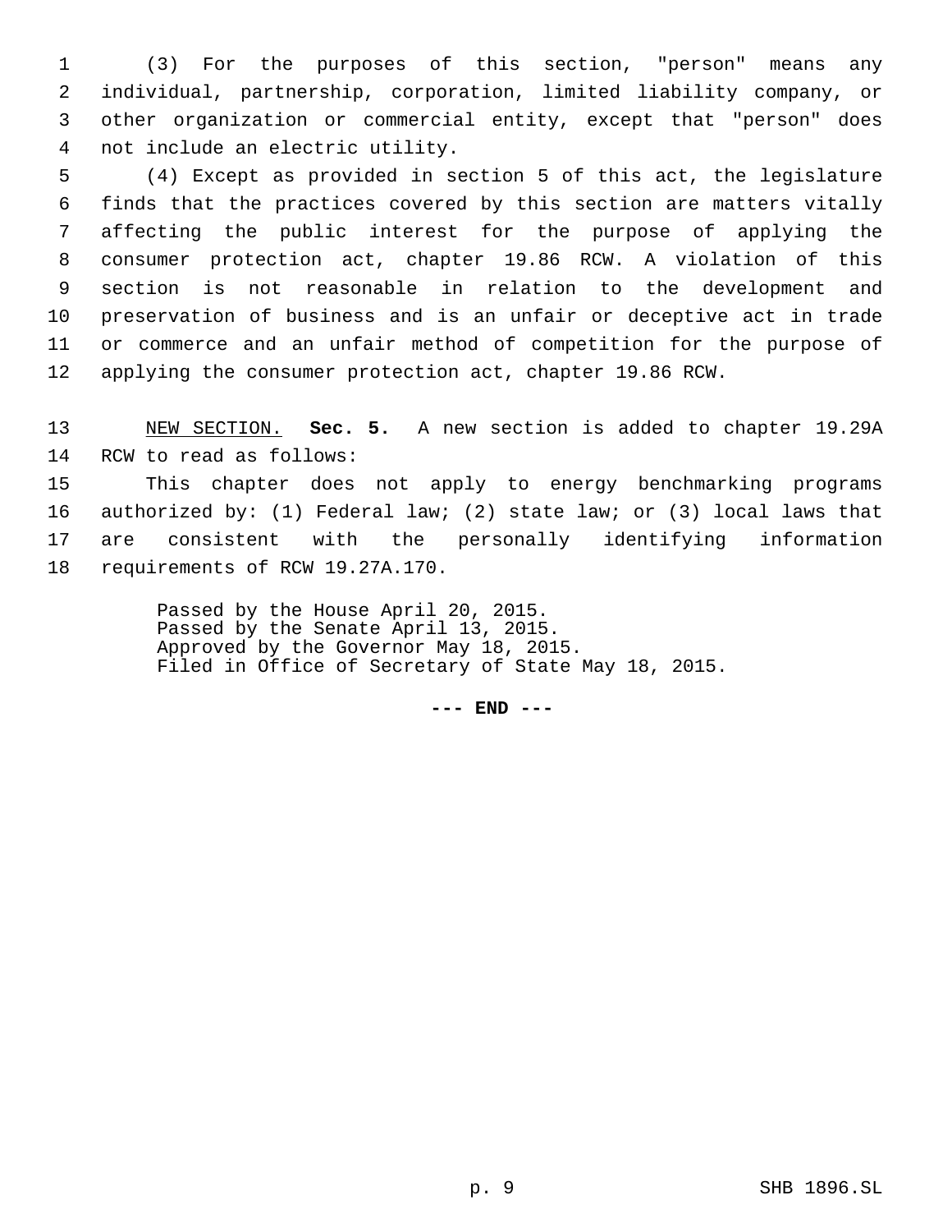(3) For the purposes of this section, "person" means any individual, partnership, corporation, limited liability company, or other organization or commercial entity, except that "person" does not include an electric utility.

(4) Except as provided in section 5 of this act, the legislature finds that the practices covered by this section are matters vitally affecting the public interest for the purpose of applying the consumer protection act, chapter 19.86 RCW. A violation of this section is not reasonable in relation to the development and preservation of business and is an unfair or deceptive act in trade or commerce and an unfair method of competition for the purpose of applying the consumer protection act, chapter 19.86 RCW.

NEW SECTION. **Sec. 5.** A new section is added to chapter 19.29A RCW to read as follows:

This chapter does not apply to energy benchmarking programs authorized by: (1) Federal law; (2) state law; or (3) local laws that are consistent with the personally identifying information requirements of RCW 19.27A.170.

Passed by the House April 20, 2015.
Passed by the Senate April 13, 2015.
Approved by the Governor May 18, 2015.
Filed in Office of Secretary of State May 18, 2015.

**--- END ---**